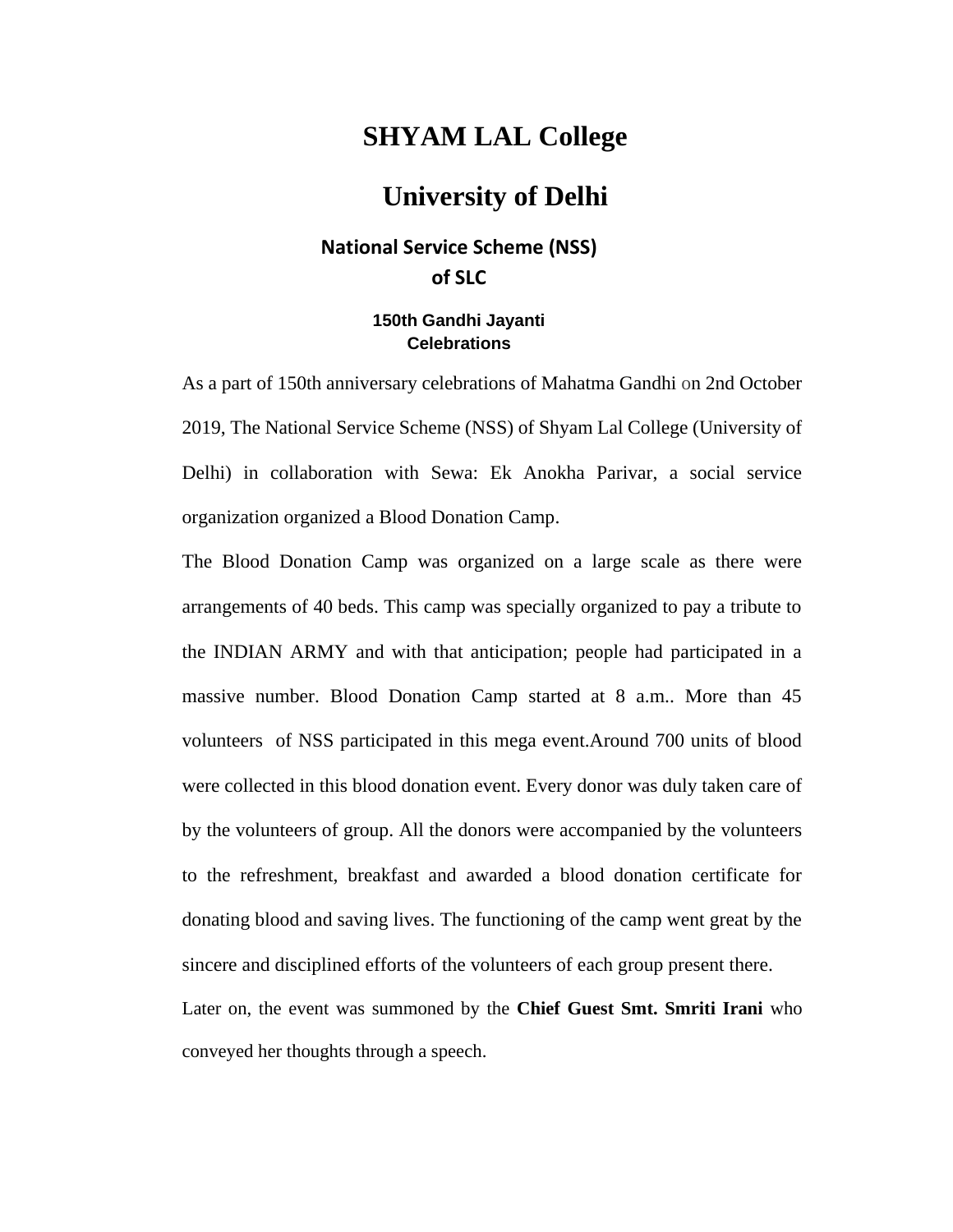# SHYAM LAL College

# University of Delhi

## National Service Scheme (NSS) of SLC

### 150th Gandhi Jayanti Celebrations

As a part of 150th anniversary celebrations of Mahatma Gandhi on 2nd October 2019, The National Service Scheme (NSS) of Shyam Lal College (University of Delhi) in collaboration with Sewa: Ek Anokha Parivar, a social service organization organized a Blood Donation Camp.

The Blood Donation Camp was organized on a large scale as there were arrangements of 40 beds. This camp was specially organized to pay a tribute to the INDIAN ARMY and with that anticipation; people had participated in a massive number. Blood Donation Camp started at 8 a.m.. More than 45 volunteers of NSS participated in this mega event.Around 700 units of blood were collected in this blood donation event. Every donor was duly taken care of by the volunteers of group. All the donors were accompanied by the volunteers to the refreshment, breakfast and awarded a blood donation certificate for donating blood and saving lives. The functioning of the camp went great by the sincere and disciplined efforts of the volunteers of each group present there.

Later on, the event was summoned by the **Chief Guest Smt. Smriti Irani** who conveyed her thoughts through a speech.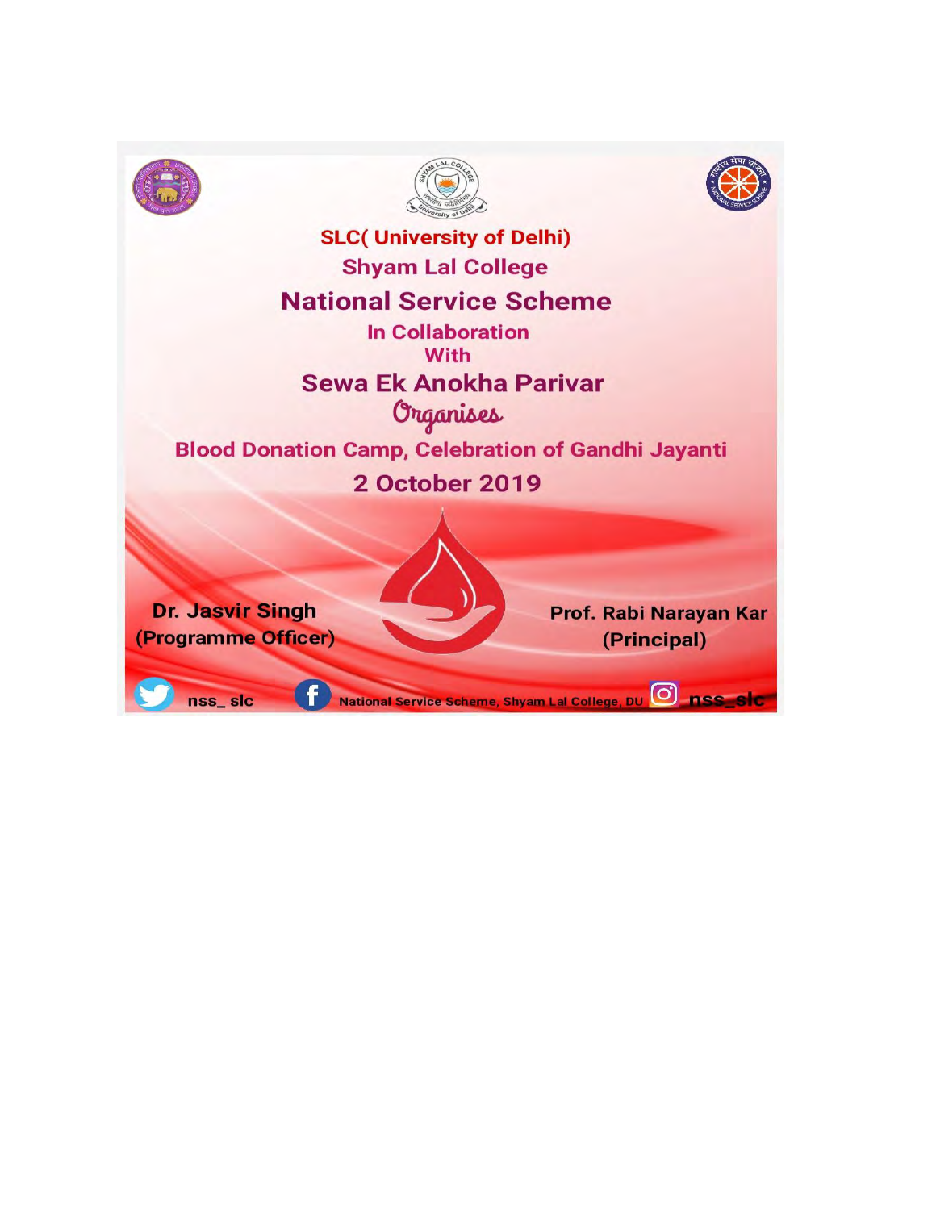SLC( University of Delhi)

Shyam Lal College

## National Service Scheme

In Collaboration
With

## Sewa Ek Anokha Parivar

*Organises*

**Blood Donation Camp, Celebration of Gandhi Jayanti**

**2 October 2019**

**Dr. Jasvir Singh**
**(Programme Officer)**

**Prof. Rabi Narayan Kar**
**(Principal)**

nss_ slc    National Service Scheme, Shyam Lal College, DU    nss_slc